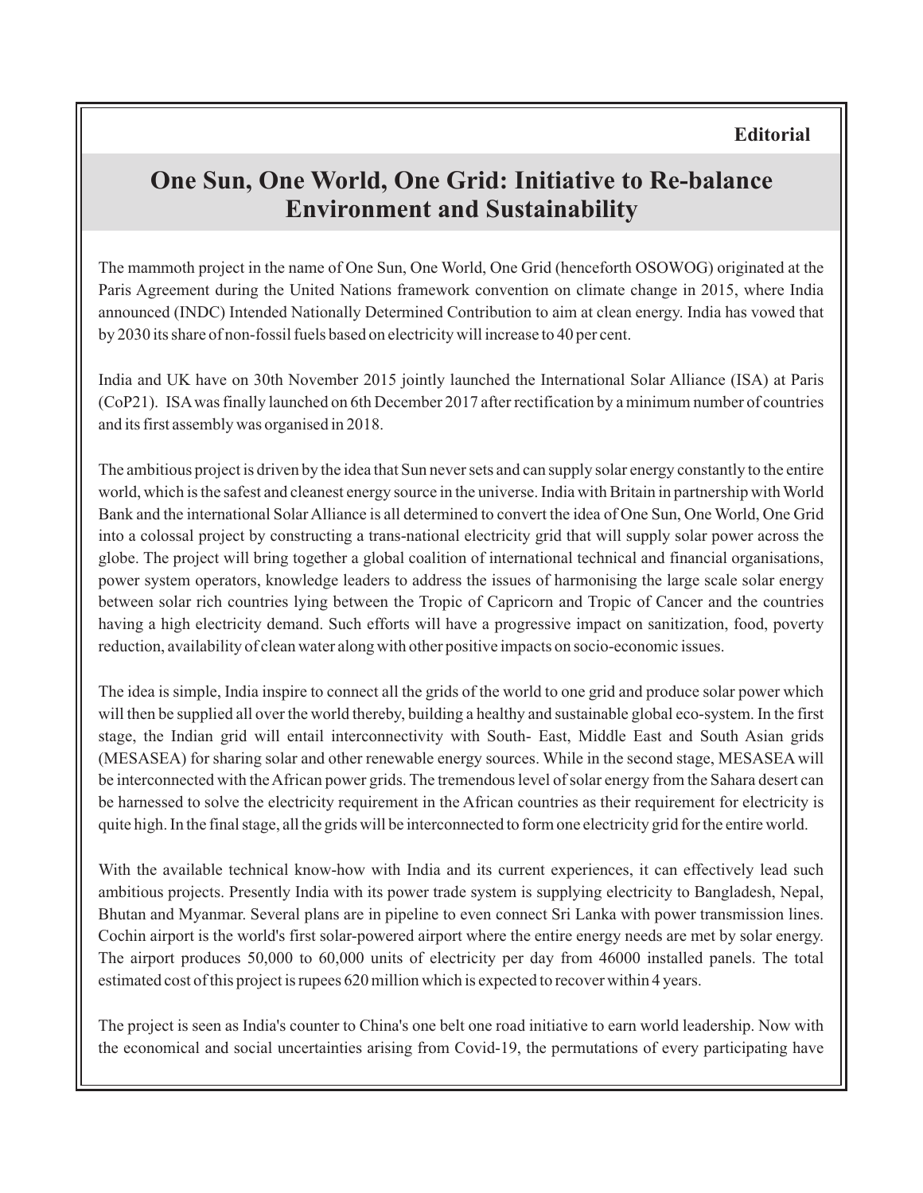**Editorial**

# One Sun, One World, One Grid: Initiative to Re-balance Environment and Sustainability

The mammoth project in the name of One Sun, One World, One Grid (henceforth OSOWOG) originated at the Paris Agreement during the United Nations framework convention on climate change in 2015, where India announced (INDC) Intended Nationally Determined Contribution to aim at clean energy. India has vowed that by 2030 its share of non-fossil fuels based on electricity will increase to 40 per cent.

India and UK have on 30th November 2015 jointly launched the International Solar Alliance (ISA) at Paris (CoP21). ISA was finally launched on 6th December 2017 after rectification by a minimum number of countries and its first assembly was organised in 2018.

The ambitious project is driven by the idea that Sun never sets and can supply solar energy constantly to the entire world, which is the safest and cleanest energy source in the universe. India with Britain in partnership with World Bank and the international Solar Alliance is all determined to convert the idea of One Sun, One World, One Grid into a colossal project by constructing a trans-national electricity grid that will supply solar power across the globe. The project will bring together a global coalition of international technical and financial organisations, power system operators, knowledge leaders to address the issues of harmonising the large scale solar energy between solar rich countries lying between the Tropic of Capricorn and Tropic of Cancer and the countries having a high electricity demand. Such efforts will have a progressive impact on sanitization, food, poverty reduction, availability of clean water along with other positive impacts on socio-economic issues.

The idea is simple, India inspire to connect all the grids of the world to one grid and produce solar power which will then be supplied all over the world thereby, building a healthy and sustainable global eco-system. In the first stage, the Indian grid will entail interconnectivity with South- East, Middle East and South Asian grids (MESASEA) for sharing solar and other renewable energy sources. While in the second stage, MESASEA will be interconnected with the African power grids. The tremendous level of solar energy from the Sahara desert can be harnessed to solve the electricity requirement in the African countries as their requirement for electricity is quite high. In the final stage, all the grids will be interconnected to form one electricity grid for the entire world.

With the available technical know-how with India and its current experiences, it can effectively lead such ambitious projects. Presently India with its power trade system is supplying electricity to Bangladesh, Nepal, Bhutan and Myanmar. Several plans are in pipeline to even connect Sri Lanka with power transmission lines. Cochin airport is the world's first solar-powered airport where the entire energy needs are met by solar energy. The airport produces 50,000 to 60,000 units of electricity per day from 46000 installed panels. The total estimated cost of this project is rupees 620 million which is expected to recover within 4 years.

The project is seen as India's counter to China's one belt one road initiative to earn world leadership. Now with the economical and social uncertainties arising from Covid-19, the permutations of every participating have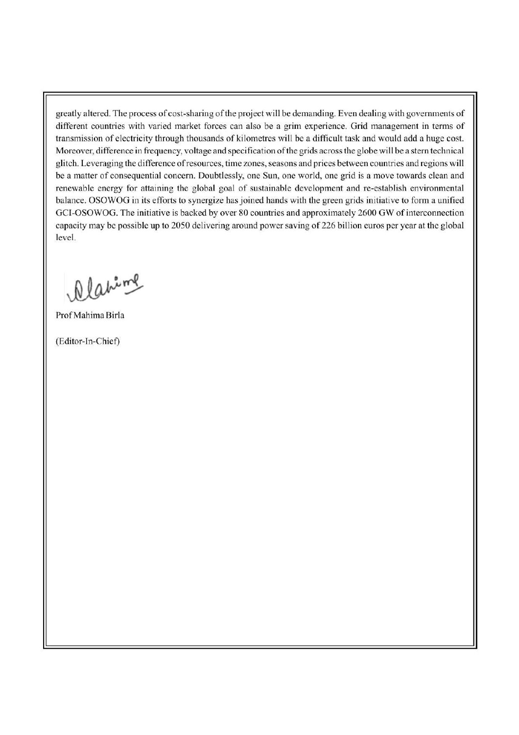greatly altered. The process of cost-sharing of the project will be demanding. Even dealing with governments of different countries with varied market forces can also be a grim experience. Grid management in terms of transmission of electricity through thousands of kilometres will be a difficult task and would add a huge cost. Moreover, difference in frequency, voltage and specification of the grids across the globe will be a stern technical glitch. Leveraging the difference of resources, time zones, seasons and prices between countries and regions will be a matter of consequential concern. Doubtlessly, one Sun, one world, one grid is a move towards clean and renewable energy for attaining the global goal of sustainable development and re-establish environmental balance. OSOWOG in its efforts to synergize has joined hands with the green grids initiative to form a unified GCI-OSOWOG. The initiative is backed by over 80 countries and approximately 2600 GW of interconnection capacity may be possible up to 2050 delivering around power saving of 226 billion euros per year at the global level.

Prof Mahima Birla

(Editor-In-Chief)